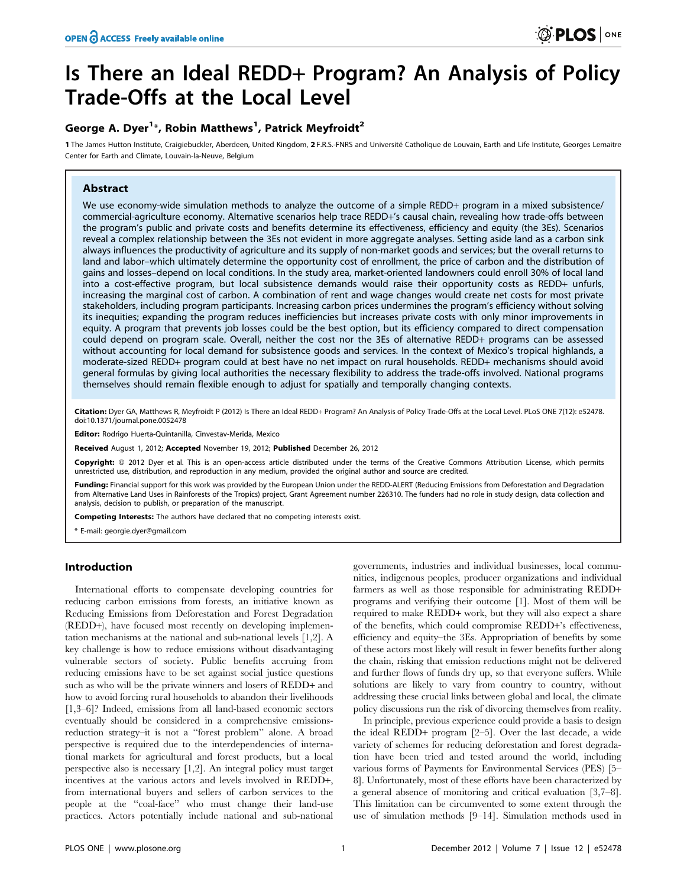# Is There an Ideal REDD+ Program? An Analysis of Policy Trade-Offs at the Local Level

**George A. Dyer[1]*, Robin Matthews[1], Patrick Meyfroidt[2]**

[1] The James Hutton Institute, Craigiebuckler, Aberdeen, United Kingdom, [2] F.R.S.-FNRS and Université Catholique de Louvain, Earth and Life Institute, Georges Lemaitre Center for Earth and Climate, Louvain-la-Neuve, Belgium

## Abstract

We use economy-wide simulation methods to analyze the outcome of a simple REDD+ program in a mixed subsistence/commercial-agriculture economy. Alternative scenarios help trace REDD+'s causal chain, revealing how trade-offs between the program's public and private costs and benefits determine its effectiveness, efficiency and equity (the 3Es). Scenarios reveal a complex relationship between the 3Es not evident in more aggregate analyses. Setting aside land as a carbon sink always influences the productivity of agriculture and its supply of non-market goods and services; but the overall returns to land and labor–which ultimately determine the opportunity cost of enrollment, the price of carbon and the distribution of gains and losses–depend on local conditions. In the study area, market-oriented landowners could enroll 30% of local land into a cost-effective program, but local subsistence demands would raise their opportunity costs as REDD+ unfurls, increasing the marginal cost of carbon. A combination of rent and wage changes would create net costs for most private stakeholders, including program participants. Increasing carbon prices undermines the program's efficiency without solving its inequities; expanding the program reduces inefficiencies but increases private costs with only minor improvements in equity. A program that prevents job losses could be the best option, but its efficiency compared to direct compensation could depend on program scale. Overall, neither the cost nor the 3Es of alternative REDD+ programs can be assessed without accounting for local demand for subsistence goods and services. In the context of Mexico's tropical highlands, a moderate-sized REDD+ program could at best have no net impact on rural households. REDD+ mechanisms should avoid general formulas by giving local authorities the necessary flexibility to address the trade-offs involved. National programs themselves should remain flexible enough to adjust for spatially and temporally changing contexts.

**Citation:** Dyer GA, Matthews R, Meyfroidt P (2012) Is There an Ideal REDD+ Program? An Analysis of Policy Trade-Offs at the Local Level. PLoS ONE 7(12): e52478. doi:10.1371/journal.pone.0052478

**Editor:** Rodrigo Huerta-Quintanilla, Cinvestav-Merida, Mexico

**Received** August 1, 2012; **Accepted** November 19, 2012; **Published** December 26, 2012

**Copyright:** © 2012 Dyer et al. This is an open-access article distributed under the terms of the Creative Commons Attribution License, which permits unrestricted use, distribution, and reproduction in any medium, provided the original author and source are credited.

**Funding:** Financial support for this work was provided by the European Union under the REDD-ALERT (Reducing Emissions from Deforestation and Degradation from Alternative Land Uses in Rainforests of the Tropics) project, Grant Agreement number 226310. The funders had no role in study design, data collection and analysis, decision to publish, or preparation of the manuscript.

**Competing Interests:** The authors have declared that no competing interests exist.

* E-mail: georgie.dyer@gmail.com

## Introduction

International efforts to compensate developing countries for reducing carbon emissions from forests, an initiative known as Reducing Emissions from Deforestation and Forest Degradation (REDD+), have focused most recently on developing implementation mechanisms at the national and sub-national levels [1,2]. A key challenge is how to reduce emissions without disadvantaging vulnerable sectors of society. Public benefits accruing from reducing emissions have to be set against social justice questions such as who will be the private winners and losers of REDD+ and how to avoid forcing rural households to abandon their livelihoods [1,3–6]? Indeed, emissions from all land-based economic sectors eventually should be considered in a comprehensive emissions-reduction strategy–it is not a "forest problem" alone. A broad perspective is required due to the interdependencies of international markets for agricultural and forest products, but a local perspective also is necessary [1,2]. An integral policy must target incentives at the various actors and levels involved in REDD+, from international buyers and sellers of carbon services to the people at the "coal-face" who must change their land-use practices. Actors potentially include national and sub-national governments, industries and individual businesses, local communities, indigenous peoples, producer organizations and individual farmers as well as those responsible for administrating REDD+ programs and verifying their outcome [1]. Most of them will be required to make REDD+ work, but they will also expect a share of the benefits, which could compromise REDD+'s effectiveness, efficiency and equity–the 3Es. Appropriation of benefits by some of these actors most likely will result in fewer benefits further along the chain, risking that emission reductions might not be delivered and further flows of funds dry up, so that everyone suffers. While solutions are likely to vary from country to country, without addressing these crucial links between global and local, the climate policy discussions run the risk of divorcing themselves from reality.

In principle, previous experience could provide a basis to design the ideal REDD+ program [2–5]. Over the last decade, a wide variety of schemes for reducing deforestation and forest degradation have been tried and tested around the world, including various forms of Payments for Environmental Services (PES) [5–8]. Unfortunately, most of these efforts have been characterized by a general absence of monitoring and critical evaluation [3,7–8]. This limitation can be circumvented to some extent through the use of simulation methods [9–14]. Simulation methods used in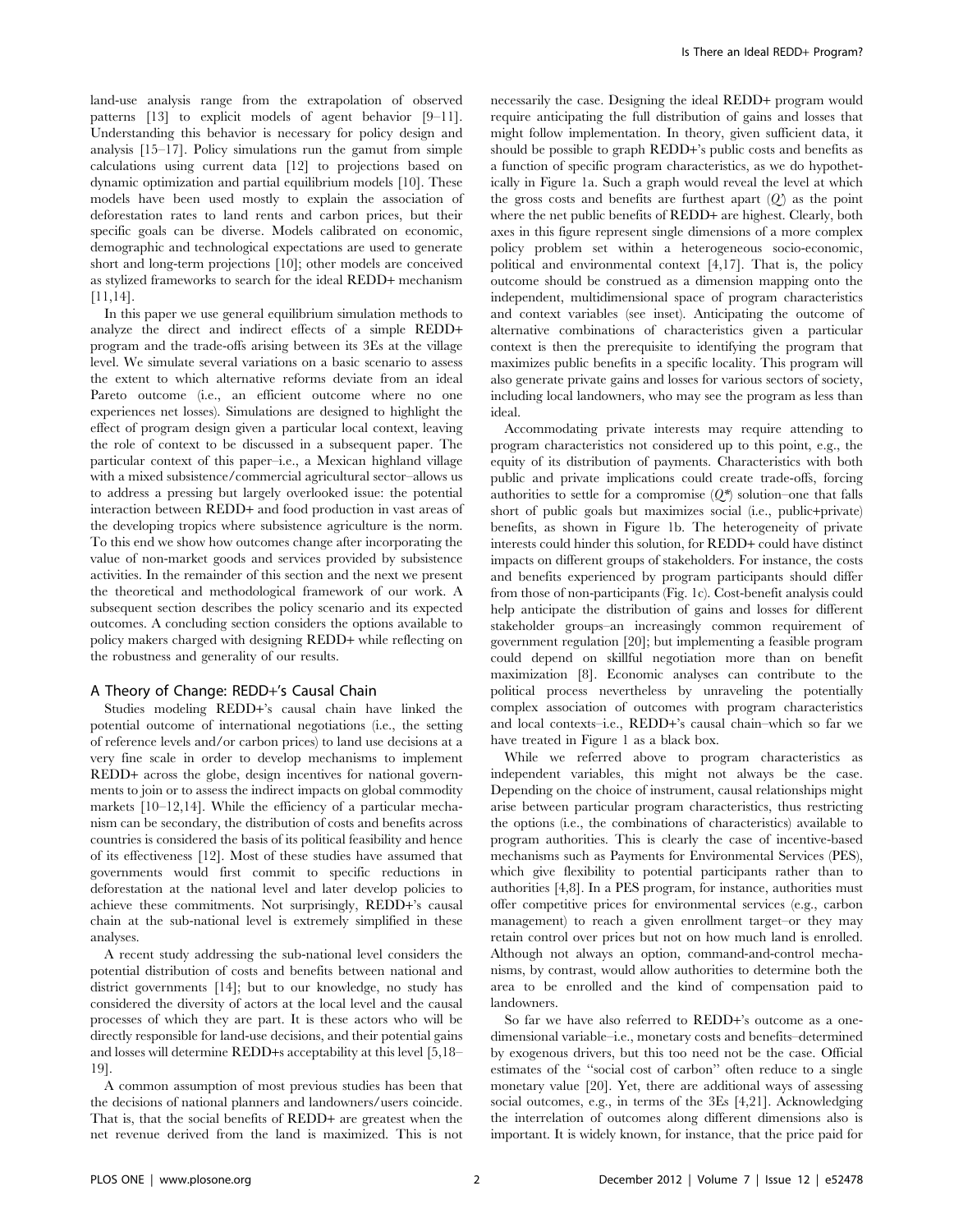land-use analysis range from the extrapolation of observed patterns [13] to explicit models of agent behavior [9–11]. Understanding this behavior is necessary for policy design and analysis [15–17]. Policy simulations run the gamut from simple calculations using current data [12] to projections based on dynamic optimization and partial equilibrium models [10]. These models have been used mostly to explain the association of deforestation rates to land rents and carbon prices, but their specific goals can be diverse. Models calibrated on economic, demographic and technological expectations are used to generate short and long-term projections [10]; other models are conceived as stylized frameworks to search for the ideal REDD+ mechanism [11,14].

In this paper we use general equilibrium simulation methods to analyze the direct and indirect effects of a simple REDD+ program and the trade-offs arising between its 3Es at the village level. We simulate several variations on a basic scenario to assess the extent to which alternative reforms deviate from an ideal Pareto outcome (i.e., an efficient outcome where no one experiences net losses). Simulations are designed to highlight the effect of program design given a particular local context, leaving the role of context to be discussed in a subsequent paper. The particular context of this paper–i.e., a Mexican highland village with a mixed subsistence/commercial agricultural sector–allows us to address a pressing but largely overlooked issue: the potential interaction between REDD+ and food production in vast areas of the developing tropics where subsistence agriculture is the norm. To this end we show how outcomes change after incorporating the value of non-market goods and services provided by subsistence activities. In the remainder of this section and the next we present the theoretical and methodological framework of our work. A subsequent section describes the policy scenario and its expected outcomes. A concluding section considers the options available to policy makers charged with designing REDD+ while reflecting on the robustness and generality of our results.

## A Theory of Change: REDD+'s Causal Chain

Studies modeling REDD+'s causal chain have linked the potential outcome of international negotiations (i.e., the setting of reference levels and/or carbon prices) to land use decisions at a very fine scale in order to develop mechanisms to implement REDD+ across the globe, design incentives for national governments to join or to assess the indirect impacts on global commodity markets [10–12,14]. While the efficiency of a particular mechanism can be secondary, the distribution of costs and benefits across countries is considered the basis of its political feasibility and hence of its effectiveness [12]. Most of these studies have assumed that governments would first commit to specific reductions in deforestation at the national level and later develop policies to achieve these commitments. Not surprisingly, REDD+'s causal chain at the sub-national level is extremely simplified in these analyses.

A recent study addressing the sub-national level considers the potential distribution of costs and benefits between national and district governments [14]; but to our knowledge, no study has considered the diversity of actors at the local level and the causal processes of which they are part. It is these actors who will be directly responsible for land-use decisions, and their potential gains and losses will determine REDD+s acceptability at this level [5,18–19].

A common assumption of most previous studies has been that the decisions of national planners and landowners/users coincide. That is, that the social benefits of REDD+ are greatest when the net revenue derived from the land is maximized. This is not necessarily the case. Designing the ideal REDD+ program would require anticipating the full distribution of gains and losses that might follow implementation. In theory, given sufficient data, it should be possible to graph REDD+'s public costs and benefits as a function of specific program characteristics, as we do hypothetically in Figure 1a. Such a graph would reveal the level at which the gross costs and benefits are furthest apart ($Q'$) as the point where the net public benefits of REDD+ are highest. Clearly, both axes in this figure represent single dimensions of a more complex policy problem set within a heterogeneous socio-economic, political and environmental context [4,17]. That is, the policy outcome should be construed as a dimension mapping onto the independent, multidimensional space of program characteristics and context variables (see inset). Anticipating the outcome of alternative combinations of characteristics given a particular context is then the prerequisite to identifying the program that maximizes public benefits in a specific locality. This program will also generate private gains and losses for various sectors of society, including local landowners, who may see the program as less than ideal.

Accommodating private interests may require attending to program characteristics not considered up to this point, e.g., the equity of its distribution of payments. Characteristics with both public and private implications could create trade-offs, forcing authorities to settle for a compromise ($Q^{*}$) solution–one that falls short of public goals but maximizes social (i.e., public+private) benefits, as shown in Figure 1b. The heterogeneity of private interests could hinder this solution, for REDD+ could have distinct impacts on different groups of stakeholders. For instance, the costs and benefits experienced by program participants should differ from those of non-participants (Fig. 1c). Cost-benefit analysis could help anticipate the distribution of gains and losses for different stakeholder groups–an increasingly common requirement of government regulation [20]; but implementing a feasible program could depend on skillful negotiation more than on benefit maximization [8]. Economic analyses can contribute to the political process nevertheless by unraveling the potentially complex association of outcomes with program characteristics and local contexts–i.e., REDD+'s causal chain–which so far we have treated in Figure 1 as a black box.

While we referred above to program characteristics as independent variables, this might not always be the case. Depending on the choice of instrument, causal relationships might arise between particular program characteristics, thus restricting the options (i.e., the combinations of characteristics) available to program authorities. This is clearly the case of incentive-based mechanisms such as Payments for Environmental Services (PES), which give flexibility to potential participants rather than to authorities [4,8]. In a PES program, for instance, authorities must offer competitive prices for environmental services (e.g., carbon management) to reach a given enrollment target–or they may retain control over prices but not on how much land is enrolled. Although not always an option, command-and-control mechanisms, by contrast, would allow authorities to determine both the area to be enrolled and the kind of compensation paid to landowners.

So far we have also referred to REDD+'s outcome as a one-dimensional variable–i.e., monetary costs and benefits–determined by exogenous drivers, but this too need not be the case. Official estimates of the "social cost of carbon" often reduce to a single monetary value [20]. Yet, there are additional ways of assessing social outcomes, e.g., in terms of the 3Es [4,21]. Acknowledging the interrelation of outcomes along different dimensions also is important. It is widely known, for instance, that the price paid for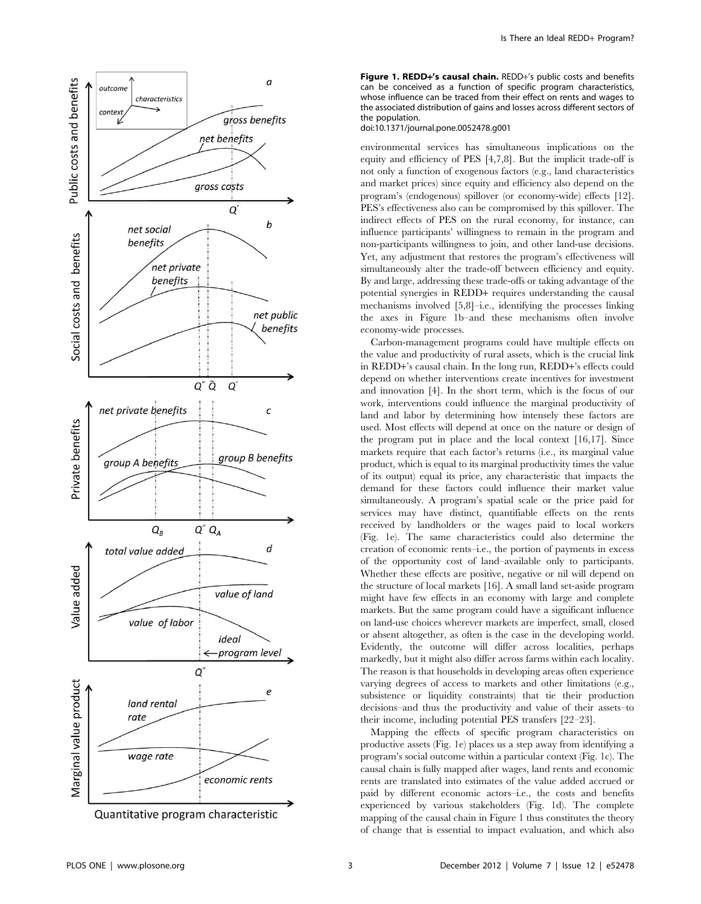**Figure 1. REDD+'s causal chain.** REDD+'s public costs and benefits can be conceived as a function of specific program characteristics, whose influence can be traced from their effect on rents and wages to the associated distribution of gains and losses across different sectors of the population.
doi:10.1371/journal.pone.0052478.g001

environmental services has simultaneous implications on the equity and efficiency of PES [4,7,8]. But the implicit trade-off is not only a function of exogenous factors (e.g., land characteristics and market prices) since equity and efficiency also depend on the program's (endogenous) spillover (or economy-wide) effects [12]. PES's effectiveness also can be compromised by this spillover. The indirect effects of PES on the rural economy, for instance, can influence participants' willingness to remain in the program and non-participants willingness to join, and other land-use decisions. Yet, any adjustment that restores the program's effectiveness will simultaneously alter the trade-off between efficiency and equity. By and large, addressing these trade-offs or taking advantage of the potential synergies in REDD+ requires understanding the causal mechanisms involved [5,8]–i.e., identifying the processes linking the axes in Figure 1b–and these mechanisms often involve economy-wide processes.

Carbon-management programs could have multiple effects on the value and productivity of rural assets, which is the crucial link in REDD+'s causal chain. In the long run, REDD+'s effects could depend on whether interventions create incentives for investment and innovation [4]. In the short term, which is the focus of our work, interventions could influence the marginal productivity of land and labor by determining how intensely these factors are used. Most effects will depend at once on the nature or design of the program put in place and the local context [16,17]. Since markets require that each factor's returns (i.e., its marginal value product, which is equal to its marginal productivity times the value of its output) equal its price, any characteristic that impacts the demand for these factors could influence their market value simultaneously. A program's spatial scale or the price paid for services may have distinct, quantifiable effects on the rents received by landholders or the wages paid to local workers (Fig. 1e). The same characteristics could also determine the creation of economic rents–i.e., the portion of payments in excess of the opportunity cost of land–available only to participants. Whether these effects are positive, negative or nil will depend on the structure of local markets [16]. A small land set-aside program might have few effects in an economy with large and complete markets. But the same program could have a significant influence on land-use choices wherever markets are imperfect, small, closed or absent altogether, as often is the case in the developing world. Evidently, the outcome will differ across localities, perhaps markedly, but it might also differ across farms within each locality. The reason is that households in developing areas often experience varying degrees of access to markets and other limitations (e.g., subsistence or liquidity constraints) that tie their production decisions–and thus the productivity and value of their assets–to their income, including potential PES transfers [22–23].

Mapping the effects of specific program characteristics on productive assets (Fig. 1e) places us a step away from identifying a program's social outcome within a particular context (Fig. 1c). The causal chain is fully mapped after wages, land rents and economic rents are translated into estimates of the value added accrued or paid by different economic actors–i.e., the costs and benefits experienced by various stakeholders (Fig. 1d). The complete mapping of the causal chain in Figure 1 thus constitutes the theory of change that is essential to impact evaluation, and which also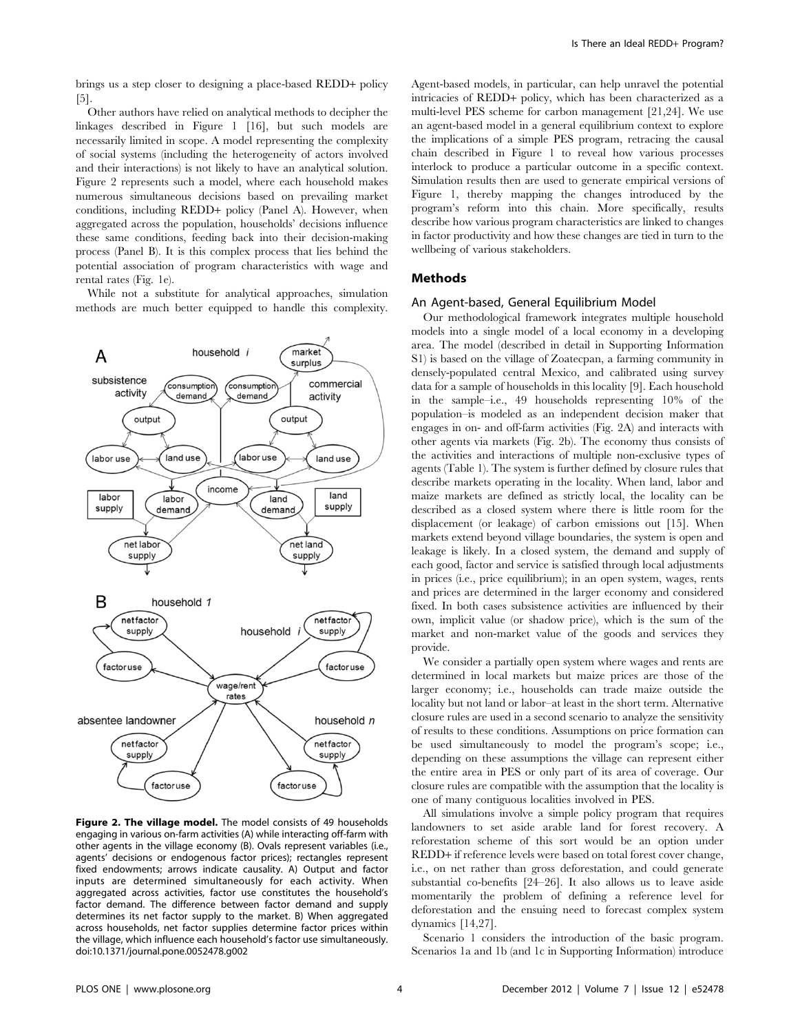brings us a step closer to designing a place-based REDD+ policy [5].

Other authors have relied on analytical methods to decipher the linkages described in Figure 1 [16], but such models are necessarily limited in scope. A model representing the complexity of social systems (including the heterogeneity of actors involved and their interactions) is not likely to have an analytical solution. Figure 2 represents such a model, where each household makes numerous simultaneous decisions based on prevailing market conditions, including REDD+ policy (Panel A). However, when aggregated across the population, households' decisions influence these same conditions, feeding back into their decision-making process (Panel B). It is this complex process that lies behind the potential association of program characteristics with wage and rental rates (Fig. 1e).

While not a substitute for analytical approaches, simulation methods are much better equipped to handle this complexity.

**Figure 2. The village model.** The model consists of 49 households engaging in various on-farm activities (A) while interacting off-farm with other agents in the village economy (B). Ovals represent variables (i.e., agents' decisions or endogenous factor prices); rectangles represent fixed endowments; arrows indicate causality. A) Output and factor inputs are determined simultaneously for each activity. When aggregated across activities, factor use constitutes the household's factor demand. The difference between factor demand and supply determines its net factor supply to the market. B) When aggregated across households, net factor supplies determine factor prices within the village, which influence each household's factor use simultaneously. doi:10.1371/journal.pone.0052478.g002

Agent-based models, in particular, can help unravel the potential intricacies of REDD+ policy, which has been characterized as a multi-level PES scheme for carbon management [21,24]. We use an agent-based model in a general equilibrium context to explore the implications of a simple PES program, retracing the causal chain described in Figure 1 to reveal how various processes interlock to produce a particular outcome in a specific context. Simulation results then are used to generate empirical versions of Figure 1, thereby mapping the changes introduced by the program's reform into this chain. More specifically, results describe how various program characteristics are linked to changes in factor productivity and how these changes are tied in turn to the wellbeing of various stakeholders.

## Methods

### An Agent-based, General Equilibrium Model

Our methodological framework integrates multiple household models into a single model of a local economy in a developing area. The model (described in detail in Supporting Information S1) is based on the village of Zoatecpan, a farming community in densely-populated central Mexico, and calibrated using survey data for a sample of households in this locality [9]. Each household in the sample–i.e., 49 households representing 10% of the population–is modeled as an independent decision maker that engages in on- and off-farm activities (Fig. 2A) and interacts with other agents via markets (Fig. 2b). The economy thus consists of the activities and interactions of multiple non-exclusive types of agents (Table 1). The system is further defined by closure rules that describe markets operating in the locality. When land, labor and maize markets are defined as strictly local, the locality can be described as a closed system where there is little room for the displacement (or leakage) of carbon emissions out [15]. When markets extend beyond village boundaries, the system is open and leakage is likely. In a closed system, the demand and supply of each good, factor and service is satisfied through local adjustments in prices (i.e., price equilibrium); in an open system, wages, rents and prices are determined in the larger economy and considered fixed. In both cases subsistence activities are influenced by their own, implicit value (or shadow price), which is the sum of the market and non-market value of the goods and services they provide.

We consider a partially open system where wages and rents are determined in local markets but maize prices are those of the larger economy; i.e., households can trade maize outside the locality but not land or labor–at least in the short term. Alternative closure rules are used in a second scenario to analyze the sensitivity of results to these conditions. Assumptions on price formation can be used simultaneously to model the program's scope; i.e., depending on these assumptions the village can represent either the entire area in PES or only part of its area of coverage. Our closure rules are compatible with the assumption that the locality is one of many contiguous localities involved in PES.

All simulations involve a simple policy program that requires landowners to set aside arable land for forest recovery. A reforestation scheme of this sort would be an option under REDD+ if reference levels were based on total forest cover change, i.e., on net rather than gross deforestation, and could generate substantial co-benefits [24–26]. It also allows us to leave aside momentarily the problem of defining a reference level for deforestation and the ensuing need to forecast complex system dynamics [14,27].

Scenario 1 considers the introduction of the basic program. Scenarios 1a and 1b (and 1c in Supporting Information) introduce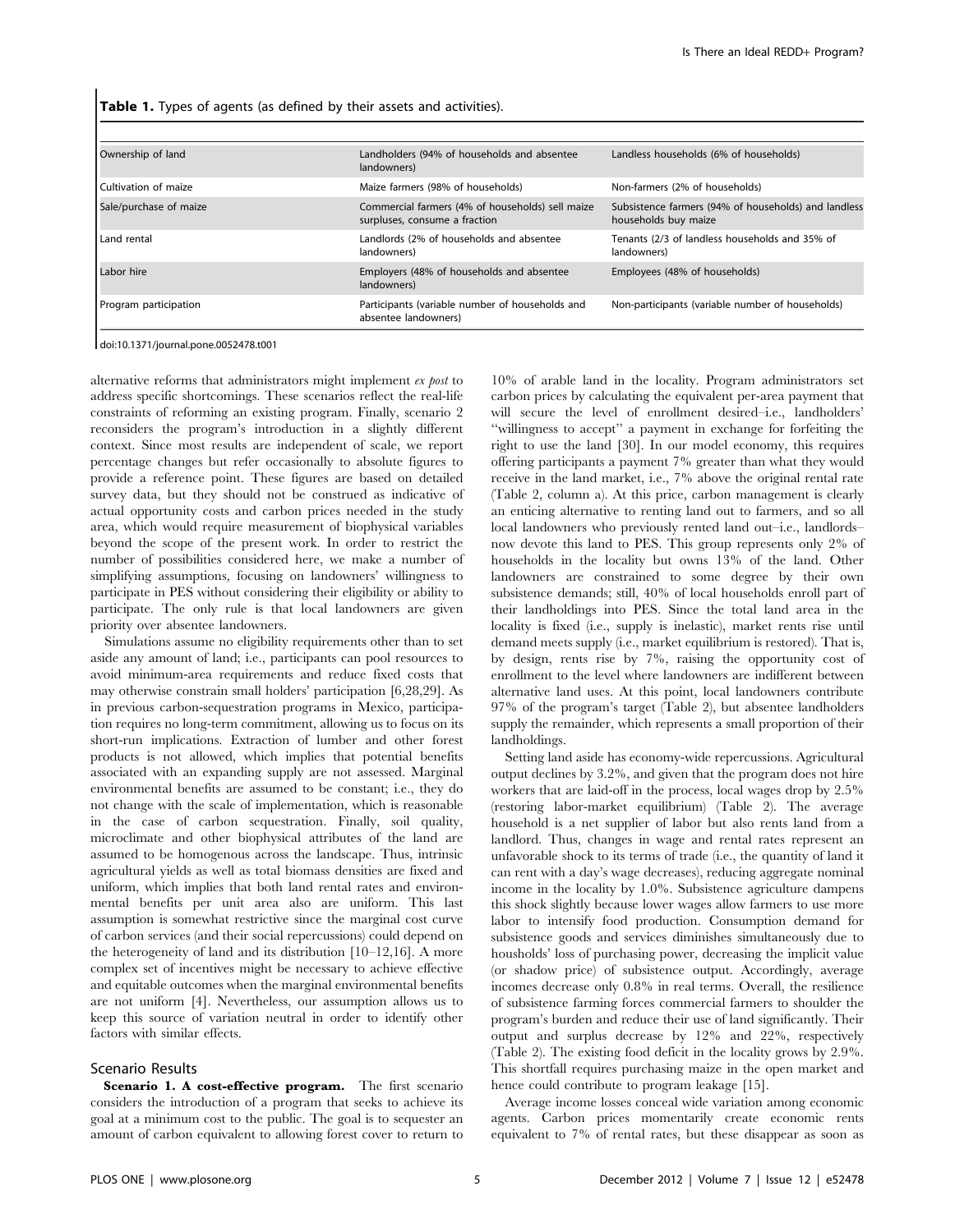**Table 1.** Types of agents (as defined by their assets and activities).

| | | |
|---|---|---|
| Ownership of land | Landholders (94% of households and absentee landowners) | Landless households (6% of households) |
| Cultivation of maize | Maize farmers (98% of households) | Non-farmers (2% of households) |
| Sale/purchase of maize | Commercial farmers (4% of households) sell maize surpluses, consume a fraction | Subsistence farmers (94% of households) and landless households buy maize |
| Land rental | Landlords (2% of households and absentee landowners) | Tenants (2/3 of landless households and 35% of landowners) |
| Labor hire | Employers (48% of households and absentee landowners) | Employees (48% of households) |
| Program participation | Participants (variable number of households and absentee landowners) | Non-participants (variable number of households) |

doi:10.1371/journal.pone.0052478.t001

alternative reforms that administrators might implement *ex post* to address specific shortcomings. These scenarios reflect the real-life constraints of reforming an existing program. Finally, scenario 2 reconsiders the program's introduction in a slightly different context. Since most results are independent of scale, we report percentage changes but refer occasionally to absolute figures to provide a reference point. These figures are based on detailed survey data, but they should not be construed as indicative of actual opportunity costs and carbon prices needed in the study area, which would require measurement of biophysical variables beyond the scope of the present work. In order to restrict the number of possibilities considered here, we make a number of simplifying assumptions, focusing on landowners' willingness to participate in PES without considering their eligibility or ability to participate. The only rule is that local landowners are given priority over absentee landowners.

Simulations assume no eligibility requirements other than to set aside any amount of land; i.e., participants can pool resources to avoid minimum-area requirements and reduce fixed costs that may otherwise constrain small holders' participation [6,28,29]. As in previous carbon-sequestration programs in Mexico, participation requires no long-term commitment, allowing us to focus on its short-run implications. Extraction of lumber and other forest products is not allowed, which implies that potential benefits associated with an expanding supply are not assessed. Marginal environmental benefits are assumed to be constant; i.e., they do not change with the scale of implementation, which is reasonable in the case of carbon sequestration. Finally, soil quality, microclimate and other biophysical attributes of the land are assumed to be homogenous across the landscape. Thus, intrinsic agricultural yields as well as total biomass densities are fixed and uniform, which implies that both land rental rates and environmental benefits per unit area also are uniform. This last assumption is somewhat restrictive since the marginal cost curve of carbon services (and their social repercussions) could depend on the heterogeneity of land and its distribution [10–12,16]. A more complex set of incentives might be necessary to achieve effective and equitable outcomes when the marginal environmental benefits are not uniform [4]. Nevertheless, our assumption allows us to keep this source of variation neutral in order to identify other factors with similar effects.

## Scenario Results

**Scenario 1. A cost-effective program.** The first scenario considers the introduction of a program that seeks to achieve its goal at a minimum cost to the public. The goal is to sequester an amount of carbon equivalent to allowing forest cover to return to 10% of arable land in the locality. Program administrators set carbon prices by calculating the equivalent per-area payment that will secure the level of enrollment desired–i.e., landholders' "willingness to accept" a payment in exchange for forfeiting the right to use the land [30]. In our model economy, this requires offering participants a payment 7% greater than what they would receive in the land market, i.e., 7% above the original rental rate (Table 2, column a). At this price, carbon management is clearly an enticing alternative to renting land out to farmers, and so all local landowners who previously rented land out–i.e., landlords–now devote this land to PES. This group represents only 2% of households in the locality but owns 13% of the land. Other landowners are constrained to some degree by their own subsistence demands; still, 40% of local households enroll part of their landholdings into PES. Since the total land area in the locality is fixed (i.e., supply is inelastic), market rents rise until demand meets supply (i.e., market equilibrium is restored). That is, by design, rents rise by 7%, raising the opportunity cost of enrollment to the level where landowners are indifferent between alternative land uses. At this point, local landowners contribute 97% of the program's target (Table 2), but absentee landholders supply the remainder, which represents a small proportion of their landholdings.

Setting land aside has economy-wide repercussions. Agricultural output declines by 3.2%, and given that the program does not hire workers that are laid-off in the process, local wages drop by 2.5% (restoring labor-market equilibrium) (Table 2). The average household is a net supplier of labor but also rents land from a landlord. Thus, changes in wage and rental rates represent an unfavorable shock to its terms of trade (i.e., the quantity of land it can rent with a day's wage decreases), reducing aggregate nominal income in the locality by 1.0%. Subsistence agriculture dampens this shock slightly because lower wages allow farmers to use more labor to intensify food production. Consumption demand for subsistence goods and services diminishes simultaneously due to housholds' loss of purchasing power, decreasing the implicit value (or shadow price) of subsistence output. Accordingly, average incomes decrease only 0.8% in real terms. Overall, the resilience of subsistence farming forces commercial farmers to shoulder the program's burden and reduce their use of land significantly. Their output and surplus decrease by 12% and 22%, respectively (Table 2). The existing food deficit in the locality grows by 2.9%. This shortfall requires purchasing maize in the open market and hence could contribute to program leakage [15].

Average income losses conceal wide variation among economic agents. Carbon prices momentarily create economic rents equivalent to 7% of rental rates, but these disappear as soon as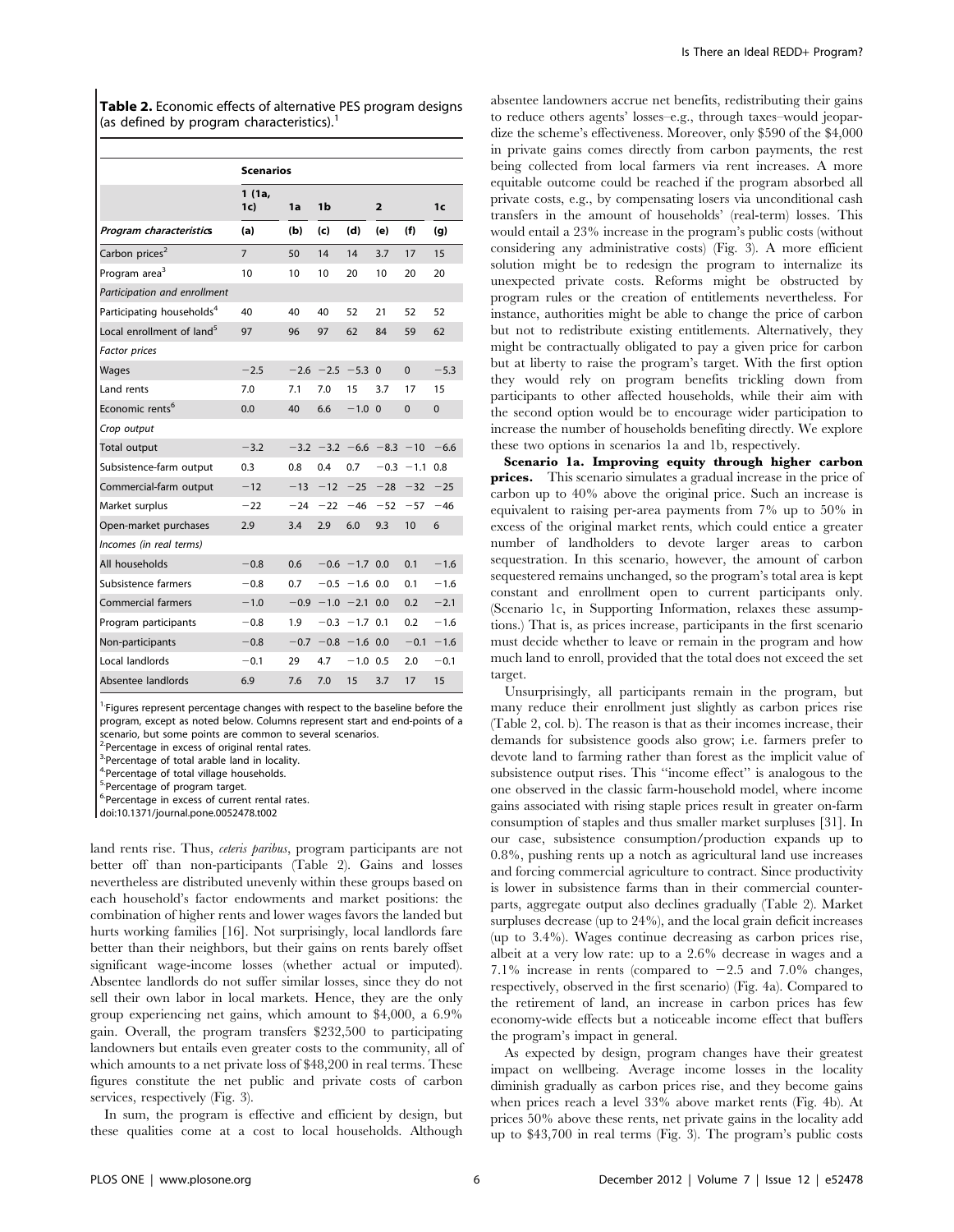**Table 2.** Economic effects of alternative PES program designs (as defined by program characteristics).[1]

| | Scenarios | | | | | | |
|---|---|---|---|---|---|---|---|
| | 1 (1a, 1c) | 1a | 1b | | 2 | | 1c |
| *Program characteristics* | (a) | (b) | (c) | (d) | (e) | (f) | (g) |
| Carbon prices[2] | 7 | 50 | 14 | 14 | 3.7 | 17 | 15 |
| Program area[3] | 10 | 10 | 10 | 20 | 10 | 20 | 20 |
| *Participation and enrollment* | | | | | | | |
| Participating households[4] | 40 | 40 | 40 | 52 | 21 | 52 | 52 |
| Local enrollment of land[5] | 97 | 96 | 97 | 62 | 84 | 59 | 62 |
| *Factor prices* | | | | | | | |
| Wages | −2.5 | −2.6 | −2.5 | −5.3 | 0 | 0 | −5.3 |
| Land rents | 7.0 | 7.1 | 7.0 | 15 | 3.7 | 17 | 15 |
| Economic rents[6] | 0.0 | 40 | 6.6 | −1.0 | 0 | 0 | 0 |
| *Crop output* | | | | | | | |
| Total output | −3.2 | −3.2 | −3.2 | −6.6 | −8.3 | −10 | −6.6 |
| Subsistence-farm output | 0.3 | 0.8 | 0.4 | 0.7 | −0.3 | −1.1 | 0.8 |
| Commercial-farm output | −12 | −13 | −12 | −25 | −28 | −32 | −25 |
| Market surplus | −22 | −24 | −22 | −46 | −52 | −57 | −46 |
| Open-market purchases | 2.9 | 3.4 | 2.9 | 6.0 | 9.3 | 10 | 6 |
| *Incomes (in real terms)* | | | | | | | |
| All households | −0.8 | 0.6 | −0.6 | −1.7 | 0.0 | 0.1 | −1.6 |
| Subsistence farmers | −0.8 | 0.7 | −0.5 | −1.6 | 0.0 | 0.1 | −1.6 |
| Commercial farmers | −1.0 | −0.9 | −1.0 | −2.1 | 0.0 | 0.2 | −2.1 |
| Program participants | −0.8 | 1.9 | −0.3 | −1.7 | 0.1 | 0.2 | −1.6 |
| Non-participants | −0.8 | −0.7 | −0.8 | −1.6 | 0.0 | −0.1 | −1.6 |
| Local landlords | −0.1 | 29 | 4.7 | −1.0 | 0.5 | 2.0 | −0.1 |
| Absentee landlords | 6.9 | 7.6 | 7.0 | 15 | 3.7 | 17 | 15 |

[1]Figures represent percentage changes with respect to the baseline before the program, except as noted below. Columns represent start and end-points of a scenario, but some points are common to several scenarios.
[2]Percentage in excess of original rental rates.
[3]Percentage of total arable land in locality.
[4]Percentage of total village households.
[5]Percentage of program target.
[6]Percentage in excess of current rental rates.
doi:10.1371/journal.pone.0052478.t002

land rents rise. Thus, *ceteris paribus*, program participants are not better off than non-participants (Table 2). Gains and losses nevertheless are distributed unevenly within these groups based on each household's factor endowments and market positions: the combination of higher rents and lower wages favors the landed but hurts working families [16]. Not surprisingly, local landlords fare better than their neighbors, but their gains on rents barely offset significant wage-income losses (whether actual or imputed). Absentee landlords do not suffer similar losses, since they do not sell their own labor in local markets. Hence, they are the only group experiencing net gains, which amount to \$4,000, a 6.9% gain. Overall, the program transfers \$232,500 to participating landowners but entails even greater costs to the community, all of which amounts to a net private loss of \$48,200 in real terms. These figures constitute the net public and private costs of carbon services, respectively (Fig. 3).

In sum, the program is effective and efficient by design, but these qualities come at a cost to local households. Although absentee landowners accrue net benefits, redistributing their gains to reduce others agents' losses–e.g., through taxes–would jeopardize the scheme's effectiveness. Moreover, only \$590 of the \$4,000 in private gains comes directly from carbon payments, the rest being collected from local farmers via rent increases. A more equitable outcome could be reached if the program absorbed all private costs, e.g., by compensating losers via unconditional cash transfers in the amount of households' (real-term) losses. This would entail a 23% increase in the program's public costs (without considering any administrative costs) (Fig. 3). A more efficient solution might be to redesign the program to internalize its unexpected private costs. Reforms might be obstructed by program rules or the creation of entitlements nevertheless. For instance, authorities might be able to change the price of carbon but not to redistribute existing entitlements. Alternatively, they might be contractually obligated to pay a given price for carbon but at liberty to raise the program's target. With the first option they would rely on program benefits trickling down from participants to other affected households, while their aim with the second option would be to encourage wider participation to increase the number of households benefiting directly. We explore these two options in scenarios 1a and 1b, respectively.

**Scenario 1a. Improving equity through higher carbon prices.** This scenario simulates a gradual increase in the price of carbon up to 40% above the original price. Such an increase is equivalent to raising per-area payments from 7% up to 50% in excess of the original market rents, which could entice a greater number of landholders to devote larger areas to carbon sequestration. In this scenario, however, the amount of carbon sequestered remains unchanged, so the program's total area is kept constant and enrollment open to current participants only. (Scenario 1c, in Supporting Information, relaxes these assumptions.) That is, as prices increase, participants in the first scenario must decide whether to leave or remain in the program and how much land to enroll, provided that the total does not exceed the set target.

Unsurprisingly, all participants remain in the program, but many reduce their enrollment just slightly as carbon prices rise (Table 2, col. b). The reason is that as their incomes increase, their demands for subsistence goods also grow; i.e. farmers prefer to devote land to farming rather than forest as the implicit value of subsistence output rises. This "income effect" is analogous to the one observed in the classic farm-household model, where income gains associated with rising staple prices result in greater on-farm consumption of staples and thus smaller market surpluses [31]. In our case, subsistence consumption/production expands up to 0.8%, pushing rents up a notch as agricultural land use increases and forcing commercial agriculture to contract. Since productivity is lower in subsistence farms than in their commercial counterparts, aggregate output also declines gradually (Table 2). Market surpluses decrease (up to 24%), and the local grain deficit increases (up to 3.4%). Wages continue decreasing as carbon prices rise, albeit at a very low rate: up to a 2.6% decrease in wages and a 7.1% increase in rents (compared to −2.5 and 7.0% changes, respectively, observed in the first scenario) (Fig. 4a). Compared to the retirement of land, an increase in carbon prices has few economy-wide effects but a noticeable income effect that buffers the program's impact in general.

As expected by design, program changes have their greatest impact on wellbeing. Average income losses in the locality diminish gradually as carbon prices rise, and they become gains when prices reach a level 33% above market rents (Fig. 4b). At prices 50% above these rents, net private gains in the locality add up to \$43,700 in real terms (Fig. 3). The program's public costs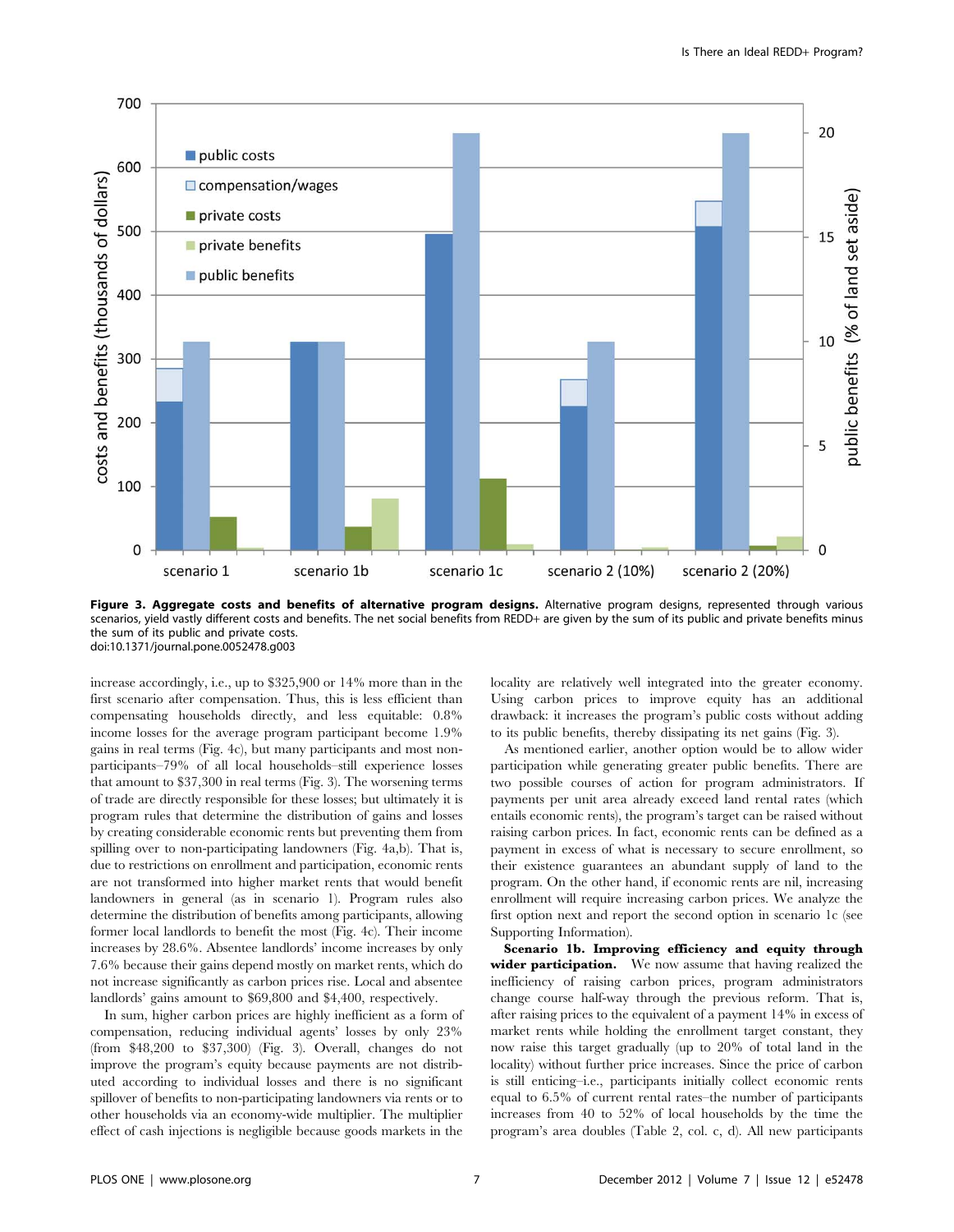**Figure 3. Aggregate costs and benefits of alternative program designs.** Alternative program designs, represented through various scenarios, yield vastly different costs and benefits. The net social benefits from REDD+ are given by the sum of its public and private benefits minus the sum of its public and private costs.
doi:10.1371/journal.pone.0052478.g003

increase accordingly, i.e., up to $325,900 or 14% more than in the first scenario after compensation. Thus, this is less efficient than compensating households directly, and less equitable: 0.8% income losses for the average program participant become 1.9% gains in real terms (Fig. 4c), but many participants and most non-participants–79% of all local households–still experience losses that amount to $37,300 in real terms (Fig. 3). The worsening terms of trade are directly responsible for these losses; but ultimately it is program rules that determine the distribution of gains and losses by creating considerable economic rents but preventing them from spilling over to non-participating landowners (Fig. 4a,b). That is, due to restrictions on enrollment and participation, economic rents are not transformed into higher market rents that would benefit landowners in general (as in scenario 1). Program rules also determine the distribution of benefits among participants, allowing former local landlords to benefit the most (Fig. 4c). Their income increases by 28.6%. Absentee landlords' income increases by only 7.6% because their gains depend mostly on market rents, which do not increase significantly as carbon prices rise. Local and absentee landlords' gains amount to $69,800 and $4,400, respectively.

In sum, higher carbon prices are highly inefficient as a form of compensation, reducing individual agents' losses by only 23% (from $48,200 to $37,300) (Fig. 3). Overall, changes do not improve the program's equity because payments are not distributed according to individual losses and there is no significant spillover of benefits to non-participating landowners via rents or to other households via an economy-wide multiplier. The multiplier effect of cash injections is negligible because goods markets in the locality are relatively well integrated into the greater economy. Using carbon prices to improve equity has an additional drawback: it increases the program's public costs without adding to its public benefits, thereby dissipating its net gains (Fig. 3).

As mentioned earlier, another option would be to allow wider participation while generating greater public benefits. There are two possible courses of action for program administrators. If payments per unit area already exceed land rental rates (which entails economic rents), the program's target can be raised without raising carbon prices. In fact, economic rents can be defined as a payment in excess of what is necessary to secure enrollment, so their existence guarantees an abundant supply of land to the program. On the other hand, if economic rents are nil, increasing enrollment will require increasing carbon prices. We analyze the first option next and report the second option in scenario 1c (see Supporting Information).

**Scenario 1b. Improving efficiency and equity through wider participation.** We now assume that having realized the inefficiency of raising carbon prices, program administrators change course half-way through the previous reform. That is, after raising prices to the equivalent of a payment 14% in excess of market rents while holding the enrollment target constant, they now raise this target gradually (up to 20% of total land in the locality) without further price increases. Since the price of carbon is still enticing–i.e., participants initially collect economic rents equal to 6.5% of current rental rates–the number of participants increases from 40 to 52% of local households by the time the program's area doubles (Table 2, col. c, d). All new participants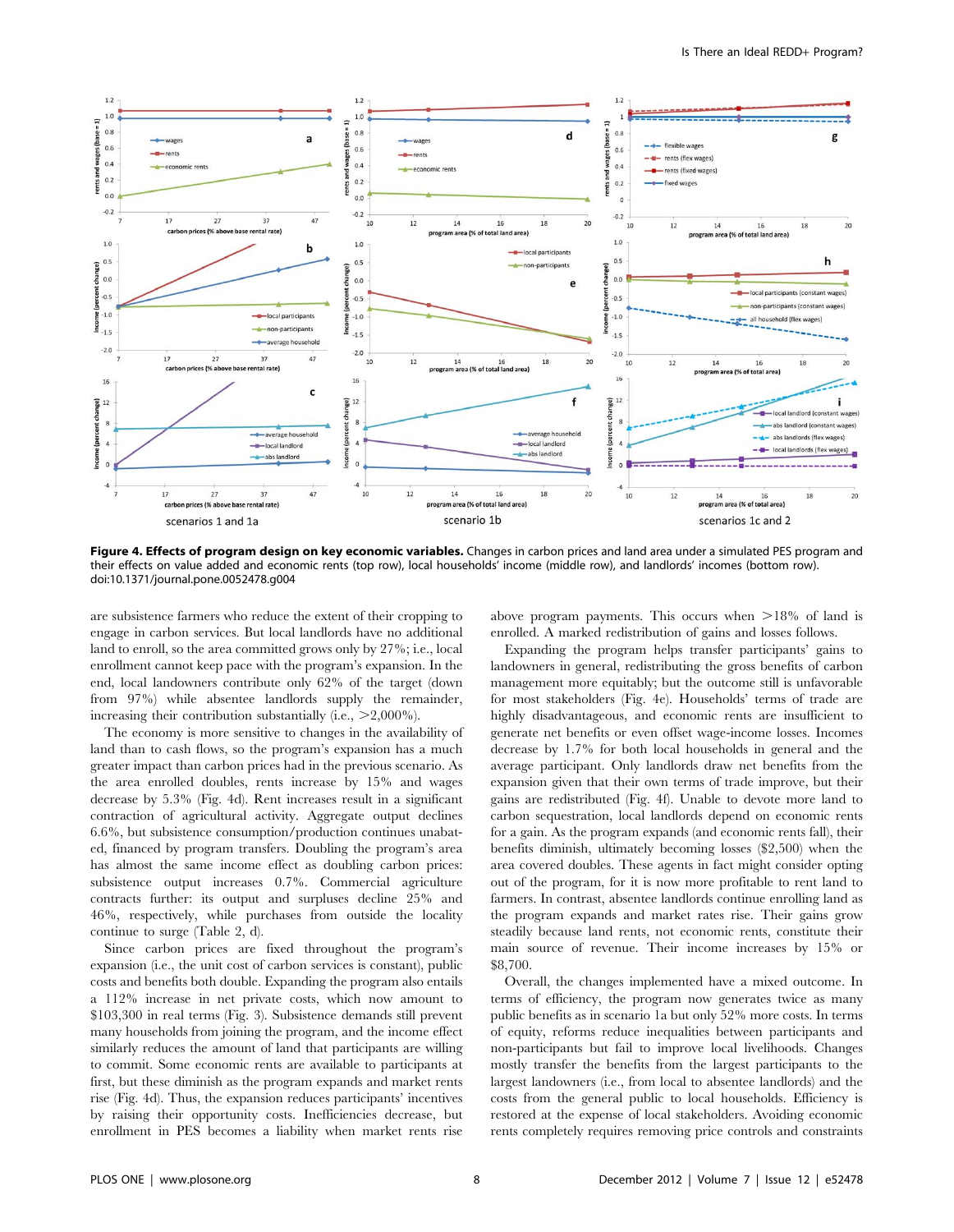**Figure 4. Effects of program design on key economic variables.** Changes in carbon prices and land area under a simulated PES program and their effects on value added and economic rents (top row), local households' income (middle row), and landlords' incomes (bottom row). doi:10.1371/journal.pone.0052478.g004

are subsistence farmers who reduce the extent of their cropping to engage in carbon services. But local landlords have no additional land to enroll, so the area committed grows only by 27%; i.e., local enrollment cannot keep pace with the program's expansion. In the end, local landowners contribute only 62% of the target (down from 97%) while absentee landlords supply the remainder, increasing their contribution substantially (i.e., >2,000%).

The economy is more sensitive to changes in the availability of land than to cash flows, so the program's expansion has a much greater impact than carbon prices had in the previous scenario. As the area enrolled doubles, rents increase by 15% and wages decrease by 5.3% (Fig. 4d). Rent increases result in a significant contraction of agricultural activity. Aggregate output declines 6.6%, but subsistence consumption/production continues unabated, financed by program transfers. Doubling the program's area has almost the same income effect as doubling carbon prices: subsistence output increases 0.7%. Commercial agriculture contracts further: its output and surpluses decline 25% and 46%, respectively, while purchases from outside the locality continue to surge (Table 2, d).

Since carbon prices are fixed throughout the program's expansion (i.e., the unit cost of carbon services is constant), public costs and benefits both double. Expanding the program also entails a 112% increase in net private costs, which now amount to $103,300 in real terms (Fig. 3). Subsistence demands still prevent many households from joining the program, and the income effect similarly reduces the amount of land that participants are willing to commit. Some economic rents are available to participants at first, but these diminish as the program expands and market rents rise (Fig. 4d). Thus, the expansion reduces participants' incentives by raising their opportunity costs. Inefficiencies decrease, but enrollment in PES becomes a liability when market rents rise above program payments. This occurs when >18% of land is enrolled. A marked redistribution of gains and losses follows.

Expanding the program helps transfer participants' gains to landowners in general, redistributing the gross benefits of carbon management more equitably; but the outcome still is unfavorable for most stakeholders (Fig. 4e). Households' terms of trade are highly disadvantageous, and economic rents are insufficient to generate net benefits or even offset wage-income losses. Incomes decrease by 1.7% for both local households in general and the average participant. Only landlords draw net benefits from the expansion given that their own terms of trade improve, but their gains are redistributed (Fig. 4f). Unable to devote more land to carbon sequestration, local landlords depend on economic rents for a gain. As the program expands (and economic rents fall), their benefits diminish, ultimately becoming losses ($2,500) when the area covered doubles. These agents in fact might consider opting out of the program, for it is now more profitable to rent land to farmers. In contrast, absentee landlords continue enrolling land as the program expands and market rates rise. Their gains grow steadily because land rents, not economic rents, constitute their main source of revenue. Their income increases by 15% or $8,700.

Overall, the changes implemented have a mixed outcome. In terms of efficiency, the program now generates twice as many public benefits as in scenario 1a but only 52% more costs. In terms of equity, reforms reduce inequalities between participants and non-participants but fail to improve local livelihoods. Changes mostly transfer the benefits from the largest participants to the largest landowners (i.e., from local to absentee landlords) and the costs from the general public to local households. Efficiency is restored at the expense of local stakeholders. Avoiding economic rents completely requires removing price controls and constraints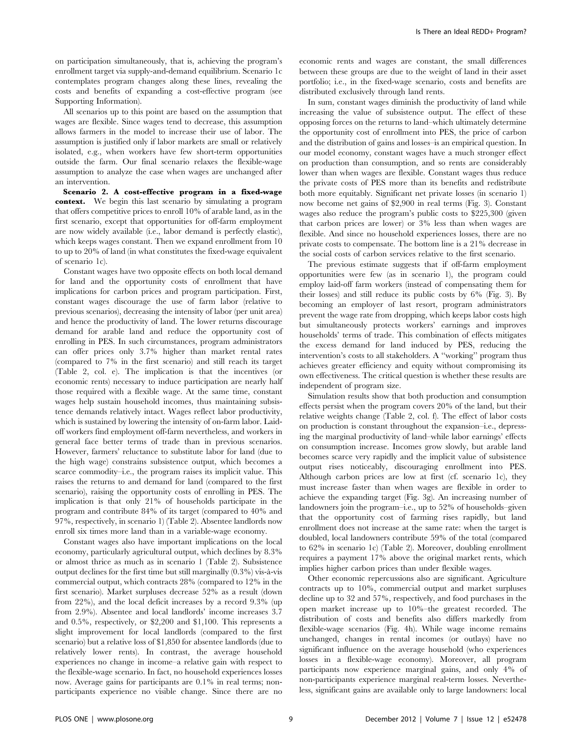on participation simultaneously, that is, achieving the program's enrollment target via supply-and-demand equilibrium. Scenario 1c contemplates program changes along these lines, revealing the costs and benefits of expanding a cost-effective program (see Supporting Information).

All scenarios up to this point are based on the assumption that wages are flexible. Since wages tend to decrease, this assumption allows farmers in the model to increase their use of labor. The assumption is justified only if labor markets are small or relatively isolated, e.g., when workers have few short-term opportunities outside the farm. Our final scenario relaxes the flexible-wage assumption to analyze the case when wages are unchanged after an intervention.

**Scenario 2. A cost-effective program in a fixed-wage context.** We begin this last scenario by simulating a program that offers competitive prices to enroll 10% of arable land, as in the first scenario, except that opportunities for off-farm employment are now widely available (i.e., labor demand is perfectly elastic), which keeps wages constant. Then we expand enrollment from 10 to up to 20% of land (in what constitutes the fixed-wage equivalent of scenario 1c).

Constant wages have two opposite effects on both local demand for land and the opportunity costs of enrollment that have implications for carbon prices and program participation. First, constant wages discourage the use of farm labor (relative to previous scenarios), decreasing the intensity of labor (per unit area) and hence the productivity of land. The lower returns discourage demand for arable land and reduce the opportunity cost of enrolling in PES. In such circumstances, program administrators can offer prices only 3.7% higher than market rental rates (compared to 7% in the first scenario) and still reach its target (Table 2, col. e). The implication is that the incentives (or economic rents) necessary to induce participation are nearly half those required with a flexible wage. At the same time, constant wages help sustain household incomes, thus maintaining subsistence demands relatively intact. Wages reflect labor productivity, which is sustained by lowering the intensity of on-farm labor. Laid-off workers find employment off-farm nevertheless, and workers in general face better terms of trade than in previous scenarios. However, farmers' reluctance to substitute labor for land (due to the high wage) constrains subsistence output, which becomes a scarce commodity–i.e., the program raises its implicit value. This raises the returns to and demand for land (compared to the first scenario), raising the opportunity costs of enrolling in PES. The implication is that only 21% of households participate in the program and contribute 84% of its target (compared to 40% and 97%, respectively, in scenario 1) (Table 2). Absentee landlords now enroll six times more land than in a variable-wage economy.

Constant wages also have important implications on the local economy, particularly agricultural output, which declines by 8.3% or almost thrice as much as in scenario 1 (Table 2). Subsistence output declines for the first time but still marginally (0.3%) vis-à-vis commercial output, which contracts 28% (compared to 12% in the first scenario). Market surpluses decrease 52% as a result (down from 22%), and the local deficit increases by a record 9.3% (up from 2.9%). Absentee and local landlords' income increases 3.7 and 0.5%, respectively, or $2,200 and $1,100. This represents a slight improvement for local landlords (compared to the first scenario) but a relative loss of $1,850 for absentee landlords (due to relatively lower rents). In contrast, the average household experiences no change in income–a relative gain with respect to the flexible-wage scenario. In fact, no household experiences losses now. Average gains for participants are 0.1% in real terms; non-participants experience no visible change. Since there are no economic rents and wages are constant, the small differences between these groups are due to the weight of land in their asset portfolio; i.e., in the fixed-wage scenario, costs and benefits are distributed exclusively through land rents.

In sum, constant wages diminish the productivity of land while increasing the value of subsistence output. The effect of these opposing forces on the returns to land–which ultimately determine the opportunity cost of enrollment into PES, the price of carbon and the distribution of gains and losses–is an empirical question. In our model economy, constant wages have a much stronger effect on production than consumption, and so rents are considerably lower than when wages are flexible. Constant wages thus reduce the private costs of PES more than its benefits and redistribute both more equitably. Significant net private losses (in scenario 1) now become net gains of $2,900 in real terms (Fig. 3). Constant wages also reduce the program's public costs to $225,300 (given that carbon prices are lower) or 3% less than when wages are flexible. And since no household experiences losses, there are no private costs to compensate. The bottom line is a 21% decrease in the social costs of carbon services relative to the first scenario.

The previous estimate suggests that if off-farm employment opportunities were few (as in scenario 1), the program could employ laid-off farm workers (instead of compensating them for their losses) and still reduce its public costs by 6% (Fig. 3). By becoming an employer of last resort, program administrators prevent the wage rate from dropping, which keeps labor costs high but simultaneously protects workers' earnings and improves households' terms of trade. This combination of effects mitigates the excess demand for land induced by PES, reducing the intervention's costs to all stakeholders. A "working" program thus achieves greater efficiency and equity without compromising its own effectiveness. The critical question is whether these results are independent of program size.

Simulation results show that both production and consumption effects persist when the program covers 20% of the land, but their relative weights change (Table 2, col. f). The effect of labor costs on production is constant throughout the expansion–i.e., depressing the marginal productivity of land–while labor earnings' effects on consumption increase. Incomes grow slowly, but arable land becomes scarce very rapidly and the implicit value of subsistence output rises noticeably, discouraging enrollment into PES. Although carbon prices are low at first (cf. scenario 1c), they must increase faster than when wages are flexible in order to achieve the expanding target (Fig. 3g). An increasing number of landowners join the program–i.e., up to 52% of households–given that the opportunity cost of farming rises rapidly, but land enrollment does not increase at the same rate: when the target is doubled, local landowners contribute 59% of the total (compared to 62% in scenario 1c) (Table 2). Moreover, doubling enrollment requires a payment 17% above the original market rents, which implies higher carbon prices than under flexible wages.

Other economic repercussions also are significant. Agriculture contracts up to 10%, commercial output and market surpluses decline up to 32 and 57%, respectively, and food purchases in the open market increase up to 10%–the greatest recorded. The distribution of costs and benefits also differs markedly from flexible-wage scenarios (Fig. 4h). While wage income remains unchanged, changes in rental incomes (or outlays) have no significant influence on the average household (who experiences losses in a flexible-wage economy). Moreover, all program participants now experience marginal gains, and only 4% of non-participants experience marginal real-term losses. Nevertheless, significant gains are available only to large landowners: local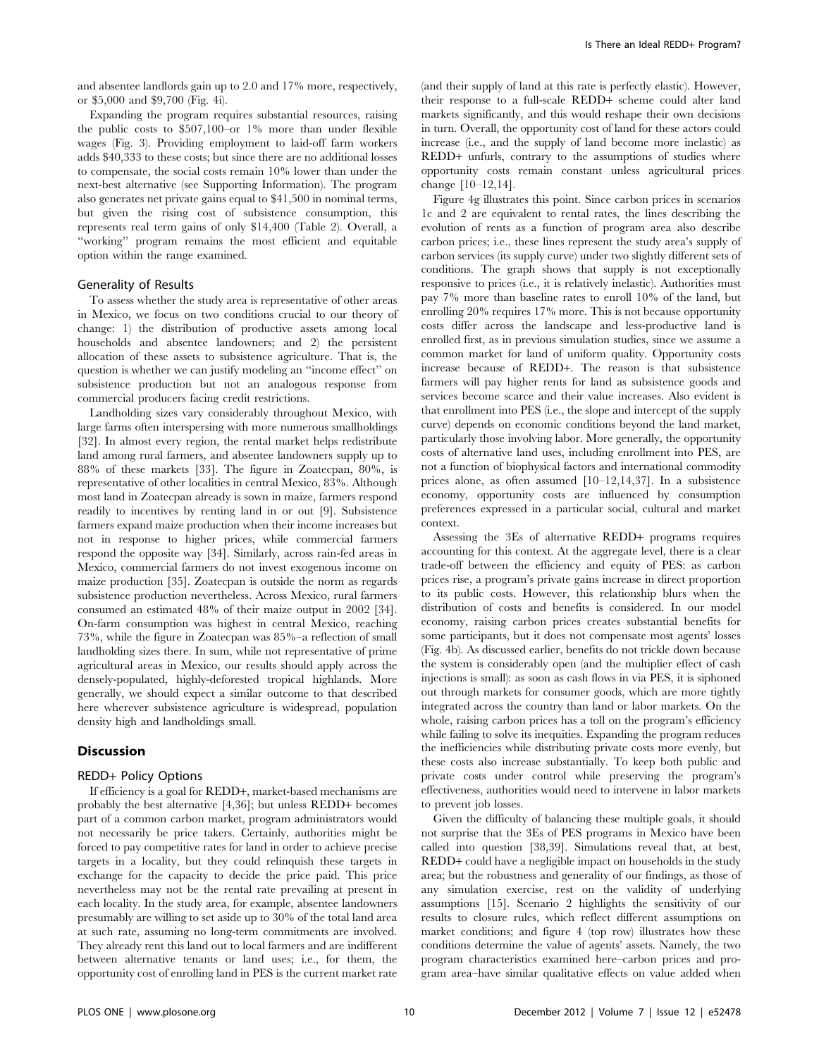and absentee landlords gain up to 2.0 and 17% more, respectively, or $5,000 and $9,700 (Fig. 4i).

Expanding the program requires substantial resources, raising the public costs to $507,100–or 1% more than under flexible wages (Fig. 3). Providing employment to laid-off farm workers adds $40,333 to these costs; but since there are no additional losses to compensate, the social costs remain 10% lower than under the next-best alternative (see Supporting Information). The program also generates net private gains equal to $41,500 in nominal terms, but given the rising cost of subsistence consumption, this represents real term gains of only $14,400 (Table 2). Overall, a "working" program remains the most efficient and equitable option within the range examined.

### Generality of Results

To assess whether the study area is representative of other areas in Mexico, we focus on two conditions crucial to our theory of change: 1) the distribution of productive assets among local households and absentee landowners; and 2) the persistent allocation of these assets to subsistence agriculture. That is, the question is whether we can justify modeling an "income effect" on subsistence production but not an analogous response from commercial producers facing credit restrictions.

Landholding sizes vary considerably throughout Mexico, with large farms often interspersing with more numerous smallholdings [32]. In almost every region, the rental market helps redistribute land among rural farmers, and absentee landowners supply up to 88% of these markets [33]. The figure in Zoatecpan, 80%, is representative of other localities in central Mexico, 83%. Although most land in Zoatecpan already is sown in maize, farmers respond readily to incentives by renting land in or out [9]. Subsistence farmers expand maize production when their income increases but not in response to higher prices, while commercial farmers respond the opposite way [34]. Similarly, across rain-fed areas in Mexico, commercial farmers do not invest exogenous income on maize production [35]. Zoatecpan is outside the norm as regards subsistence production nevertheless. Across Mexico, rural farmers consumed an estimated 48% of their maize output in 2002 [34]. On-farm consumption was highest in central Mexico, reaching 73%, while the figure in Zoatecpan was 85%–a reflection of small landholding sizes there. In sum, while not representative of prime agricultural areas in Mexico, our results should apply across the densely-populated, highly-deforested tropical highlands. More generally, we should expect a similar outcome to that described here wherever subsistence agriculture is widespread, population density high and landholdings small.

## Discussion

### REDD+ Policy Options

If efficiency is a goal for REDD+, market-based mechanisms are probably the best alternative [4,36]; but unless REDD+ becomes part of a common carbon market, program administrators would not necessarily be price takers. Certainly, authorities might be forced to pay competitive rates for land in order to achieve precise targets in a locality, but they could relinquish these targets in exchange for the capacity to decide the price paid. This price nevertheless may not be the rental rate prevailing at present in each locality. In the study area, for example, absentee landowners presumably are willing to set aside up to 30% of the total land area at such rate, assuming no long-term commitments are involved. They already rent this land out to local farmers and are indifferent between alternative tenants or land uses; i.e., for them, the opportunity cost of enrolling land in PES is the current market rate (and their supply of land at this rate is perfectly elastic). However, their response to a full-scale REDD+ scheme could alter land markets significantly, and this would reshape their own decisions in turn. Overall, the opportunity cost of land for these actors could increase (i.e., and the supply of land become more inelastic) as REDD+ unfurls, contrary to the assumptions of studies where opportunity costs remain constant unless agricultural prices change [10–12,14].

Figure 4g illustrates this point. Since carbon prices in scenarios 1c and 2 are equivalent to rental rates, the lines describing the evolution of rents as a function of program area also describe carbon prices; i.e., these lines represent the study area's supply of carbon services (its supply curve) under two slightly different sets of conditions. The graph shows that supply is not exceptionally responsive to prices (i.e., it is relatively inelastic). Authorities must pay 7% more than baseline rates to enroll 10% of the land, but enrolling 20% requires 17% more. This is not because opportunity costs differ across the landscape and less-productive land is enrolled first, as in previous simulation studies, since we assume a common market for land of uniform quality. Opportunity costs increase because of REDD+. The reason is that subsistence farmers will pay higher rents for land as subsistence goods and services become scarce and their value increases. Also evident is that enrollment into PES (i.e., the slope and intercept of the supply curve) depends on economic conditions beyond the land market, particularly those involving labor. More generally, the opportunity costs of alternative land uses, including enrollment into PES, are not a function of biophysical factors and international commodity prices alone, as often assumed [10–12,14,37]. In a subsistence economy, opportunity costs are influenced by consumption preferences expressed in a particular social, cultural and market context.

Assessing the 3Es of alternative REDD+ programs requires accounting for this context. At the aggregate level, there is a clear trade-off between the efficiency and equity of PES: as carbon prices rise, a program's private gains increase in direct proportion to its public costs. However, this relationship blurs when the distribution of costs and benefits is considered. In our model economy, raising carbon prices creates substantial benefits for some participants, but it does not compensate most agents' losses (Fig. 4b). As discussed earlier, benefits do not trickle down because the system is considerably open (and the multiplier effect of cash injections is small): as soon as cash flows in via PES, it is siphoned out through markets for consumer goods, which are more tightly integrated across the country than land or labor markets. On the whole, raising carbon prices has a toll on the program's efficiency while failing to solve its inequities. Expanding the program reduces the inefficiencies while distributing private costs more evenly, but these costs also increase substantially. To keep both public and private costs under control while preserving the program's effectiveness, authorities would need to intervene in labor markets to prevent job losses.

Given the difficulty of balancing these multiple goals, it should not surprise that the 3Es of PES programs in Mexico have been called into question [38,39]. Simulations reveal that, at best, REDD+ could have a negligible impact on households in the study area; but the robustness and generality of our findings, as those of any simulation exercise, rest on the validity of underlying assumptions [15]. Scenario 2 highlights the sensitivity of our results to closure rules, which reflect different assumptions on market conditions; and figure 4 (top row) illustrates how these conditions determine the value of agents' assets. Namely, the two program characteristics examined here–carbon prices and program area–have similar qualitative effects on value added when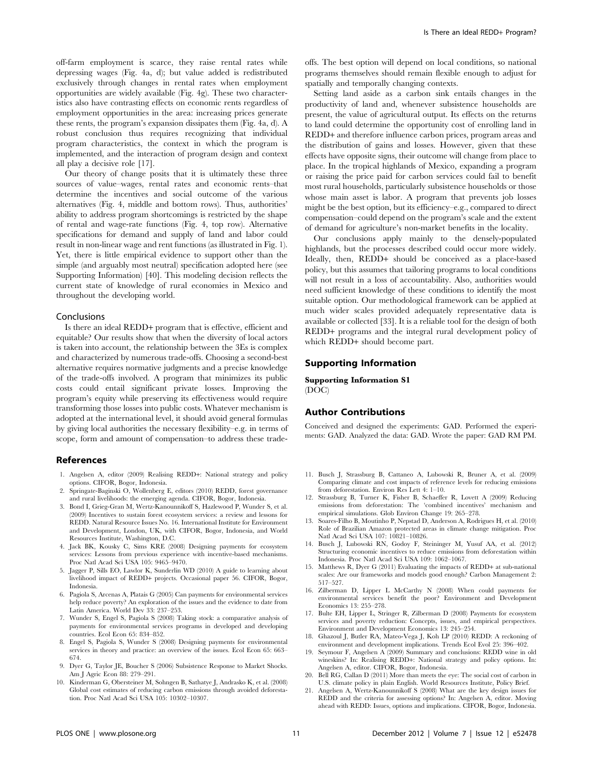off-farm employment is scarce, they raise rental rates while depressing wages (Fig. 4a, d); but value added is redistributed exclusively through changes in rental rates when employment opportunities are widely available (Fig. 4g). These two characteristics also have contrasting effects on economic rents regardless of employment opportunities in the area: increasing prices generate these rents, the program's expansion dissipates them (Fig. 4a, d). A robust conclusion thus requires recognizing that individual program characteristics, the context in which the program is implemented, and the interaction of program design and context all play a decisive role [17].

Our theory of change posits that it is ultimately these three sources of value–wages, rental rates and economic rents–that determine the incentives and social outcome of the various alternatives (Fig. 4, middle and bottom rows). Thus, authorities' ability to address program shortcomings is restricted by the shape of rental and wage-rate functions (Fig. 4, top row). Alternative specifications for demand and supply of land and labor could result in non-linear wage and rent functions (as illustrated in Fig. 1). Yet, there is little empirical evidence to support other than the simple (and arguably most neutral) specification adopted here (see Supporting Information) [40]. This modeling decision reflects the current state of knowledge of rural economies in Mexico and throughout the developing world.

## Conclusions

Is there an ideal REDD+ program that is effective, efficient and equitable? Our results show that when the diversity of local actors is taken into account, the relationship between the 3Es is complex and characterized by numerous trade-offs. Choosing a second-best alternative requires normative judgments and a precise knowledge of the trade-offs involved. A program that minimizes its public costs could entail significant private losses. Improving the program's equity while preserving its effectiveness would require transforming those losses into public costs. Whatever mechanism is adopted at the international level, it should avoid general formulas by giving local authorities the necessary flexibility–e.g. in terms of scope, form and amount of compensation–to address these trade-offs. The best option will depend on local conditions, so national programs themselves should remain flexible enough to adjust for spatially and temporally changing contexts.

Setting land aside as a carbon sink entails changes in the productivity of land and, whenever subsistence households are present, the value of agricultural output. Its effects on the returns to land could determine the opportunity cost of enrolling land in REDD+ and therefore influence carbon prices, program areas and the distribution of gains and losses. However, given that these effects have opposite signs, their outcome will change from place to place. In the tropical highlands of Mexico, expanding a program or raising the price paid for carbon services could fail to benefit most rural households, particularly subsistence households or those whose main asset is labor. A program that prevents job losses might be the best option, but its efficiency–e.g., compared to direct compensation–could depend on the program's scale and the extent of demand for agriculture's non-market benefits in the locality.

Our conclusions apply mainly to the densely-populated highlands, but the processes described could occur more widely. Ideally, then, REDD+ should be conceived as a place-based policy, but this assumes that tailoring programs to local conditions will not result in a loss of accountability. Also, authorities would need sufficient knowledge of these conditions to identify the most suitable option. Our methodological framework can be applied at much wider scales provided adequately representative data is available or collected [33]. It is a reliable tool for the design of both REDD+ programs and the integral rural development policy of which REDD+ should become part.

## Supporting Information

**Supporting Information S1**
(DOC)

## Author Contributions

Conceived and designed the experiments: GAD. Performed the experiments: GAD. Analyzed the data: GAD. Wrote the paper: GAD RM PM.

## References

1. Angelsen A, editor (2009) Realising REDD+: National strategy and policy options. CIFOR, Bogor, Indonesia.
2. Springate-Baginski O, Wollenberg E, editors (2010) REDD, forest governance and rural livelihoods: the emerging agenda. CIFOR, Bogor, Indonesia.
3. Bond I, Grieg-Gran M, Wertz-Kanounnikoff S, Hazlewood P, Wunder S, et al. (2009) Incentives to sustain forest ecosystem services: a review and lessons for REDD. Natural Resource Issues No. 16. International Institute for Environment and Development, London, UK, with CIFOR, Bogor, Indonesia, and World Resources Institute, Washington, D.C.
4. Jack BK, Kousky C, Sims KRE (2008) Designing payments for ecosystem services: Lessons from previous experience with incentive-based mechanisms. Proc Natl Acad Sci USA 105: 9465–9470.
5. Jagger P, Sills EO, Lawlor K, Sunderlin WD (2010) A guide to learning about livelihood impact of REDD+ projects. Occasional paper 56. CIFOR, Bogor, Indonesia.
6. Pagiola S, Arcenas A, Platais G (2005) Can payments for environmental services help reduce poverty? An exploration of the issues and the evidence to date from Latin America. World Dev 33: 237–253.
7. Wunder S, Engel S, Pagiola S (2008) Taking stock: a comparative analysis of payments for environmental services programs in developed and developing countries. Ecol Econ 65: 834–852.
8. Engel S, Pagiola S, Wunder S (2008) Designing payments for environmental services in theory and practice: an overview of the issues. Ecol Econ 65: 663–674.
9. Dyer G, Taylor JE, Boucher S (2006) Subsistence Response to Market Shocks. Am J Agric Econ 88: 279–291.
10. Kinderman G, Obersteiner M, Sohngen B, Sathatye J, Andrasko K, et al. (2008) Global cost estimates of reducing carbon emissions through avoided deforestation. Proc Natl Acad Sci USA 105: 10302–10307.
11. Busch J, Strassburg B, Cattaneo A, Lubowski R, Bruner A, et al. (2009) Comparing climate and cost impacts of reference levels for reducing emissions from deforestation. Environ Res Lett 4: 1–10.
12. Strassburg B, Turner K, Fisher B, Schaeffer R, Lovett A (2009) Reducing emissions from deforestation: The 'combined incentives' mechanism and empirical simulations. Glob Environ Change 19: 265–278.
13. Soares-Filho B, Moutinho P, Nepstad D, Anderson A, Rodrigues H, et al. (2010) Role of Brazilian Amazon protected areas in climate change mitigation. Proc Natl Acad Sci USA 107: 10821–10826.
14. Busch J, Lubowski RN, Godoy F, Steininger M, Yusuf AA, et al. (2012) Structuring economic incentives to reduce emissions from deforestation within Indonesia. Proc Natl Acad Sci USA 109: 1062–1067.
15. Matthews R, Dyer G (2011) Evaluating the impacts of REDD+ at sub-national scales: Are our frameworks and models good enough? Carbon Management 2: 517–527.
16. Zilberman D, Lipper L, McCarthy N (2008) When could payments for environmental services benefit the poor? Environment and Development Economics 13: 255–278.
17. Bulte EH, Lipper L, Stringer R, Zilberman D (2008) Payments for ecosystem services and poverty reduction: Concepts, issues, and empirical perspectives. Environment and Development Economics 13: 245–254.
18. Ghazoul J, Butler RA, Mateo-Vega J, Koh LP (2010) REDD: A reckoning of environment and development implications. Trends Ecol Evol 25: 396–402.
19. Seymour F, Angelsen A (2009) Summary and conclusions: REDD wine in old wineskins? In: Realising REDD+: National strategy and policy options. In: Angelsen A, editor. CIFOR, Bogor, Indonesia.
20. Bell RG, Callan D (2011) More than meets the eye: The social cost of carbon in U.S. climate policy in plain English. World Resources Institute, Policy Brief.
21. Angelsen A, Wertz-Kanounnikoff S (2008) What are the key design issues for REDD and the criteria for assessing options? In: Angelsen A, editor. Moving ahead with REDD: Issues, options and implications. CIFOR, Bogor, Indonesia.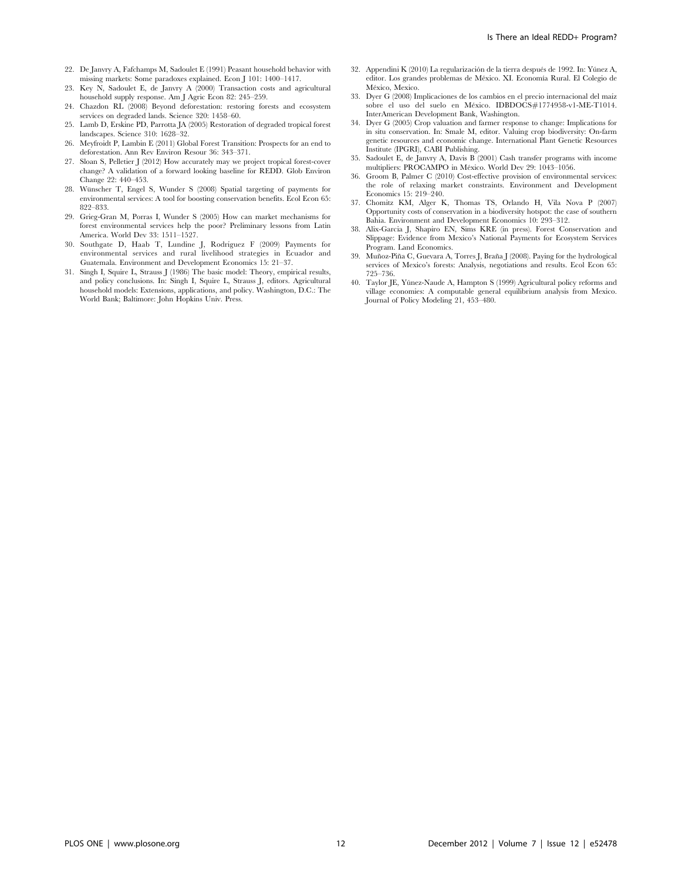22. De Janvry A, Fafchamps M, Sadoulet E (1991) Peasant household behavior with missing markets: Some paradoxes explained. Econ J 101: 1400–1417.
23. Key N, Sadoulet E, de Janvry A (2000) Transaction costs and agricultural household supply response. Am J Agric Econ 82: 245–259.
24. Chazdon RL (2008) Beyond deforestation: restoring forests and ecosystem services on degraded lands. Science 320: 1458–60.
25. Lamb D, Erskine PD, Parrotta JA (2005) Restoration of degraded tropical forest landscapes. Science 310: 1628–32.
26. Meyfroidt P, Lambin E (2011) Global Forest Transition: Prospects for an end to deforestation. Ann Rev Environ Resour 36: 343–371.
27. Sloan S, Pelletier J (2012) How accurately may we project tropical forest-cover change? A validation of a forward looking baseline for REDD. Glob Environ Change 22: 440–453.
28. Wünscher T, Engel S, Wunder S (2008) Spatial targeting of payments for environmental services: A tool for boosting conservation benefits. Ecol Econ 65: 822–833.
29. Grieg-Gran M, Porras I, Wunder S (2005) How can market mechanisms for forest environmental services help the poor? Preliminary lessons from Latin America. World Dev 33: 1511–1527.
30. Southgate D, Haab T, Lundine J, Rodríguez F (2009) Payments for environmental services and rural livelihood strategies in Ecuador and Guatemala. Environment and Development Economics 15: 21–37.
31. Singh I, Squire L, Strauss J (1986) The basic model: Theory, empirical results, and policy conclusions. In: Singh I, Squire L, Strauss J, editors. Agricultural household models: Extensions, applications, and policy. Washington, D.C.: The World Bank; Baltimore: John Hopkins Univ. Press.
32. Appendini K (2010) La regularización de la tierra después de 1992. In: Yúnez A, editor. Los grandes problemas de México. XI. Economía Rural. El Colegio de México, Mexico.
33. Dyer G (2008) Implicaciones de los cambios en el precio internacional del maíz sobre el uso del suelo en México. IDBDOCS#1774958-v1-ME-T1014. InterAmerican Development Bank, Washington.
34. Dyer G (2005) Crop valuation and farmer response to change: Implications for in situ conservation. In: Smale M, editor. Valuing crop biodiversity: On-farm genetic resources and economic change. International Plant Genetic Resources Institute (IPGRI), CABI Publishing.
35. Sadoulet E, de Janvry A, Davis B (2001) Cash transfer programs with income multipliers: PROCAMPO in México. World Dev 29: 1043–1056.
36. Groom B, Palmer C (2010) Cost-effective provision of environmental services: the role of relaxing market constraints. Environment and Development Economics 15: 219–240.
37. Chomitz KM, Alger K, Thomas TS, Orlando H, Vila Nova P (2007) Opportunity costs of conservation in a biodiversity hotspot: the case of southern Bahia. Environment and Development Economics 10: 293–312.
38. Alix-Garcia J, Shapiro EN, Sims KRE (in press). Forest Conservation and Slippage: Evidence from Mexico's National Payments for Ecosystem Services Program. Land Economics.
39. Muñoz-Piña C, Guevara A, Torres J, Braña J (2008). Paying for the hydrological services of Mexico's forests: Analysis, negotiations and results. Ecol Econ 65: 725–736.
40. Taylor JE, Yúnez-Naude A, Hampton S (1999) Agricultural policy reforms and village economies: A computable general equilibrium analysis from Mexico. Journal of Policy Modeling 21, 453–480.